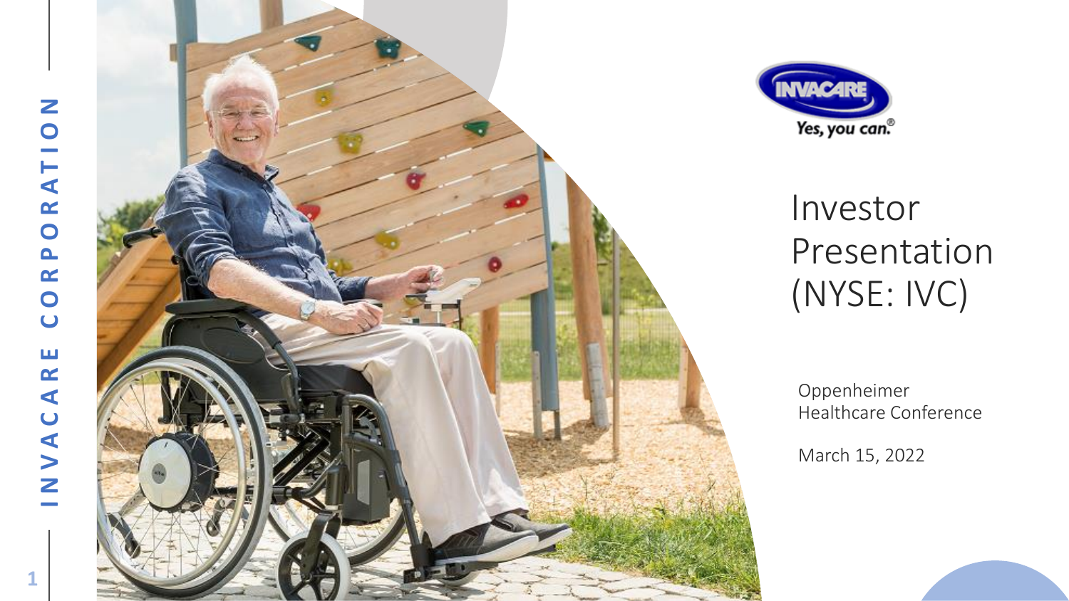INVACARE CORPORATION

INVACARE

*Yes, you can.*®

# Investor Presentation (NYSE: IVC)

Oppenheimer Healthcare Conference

March 15, 2022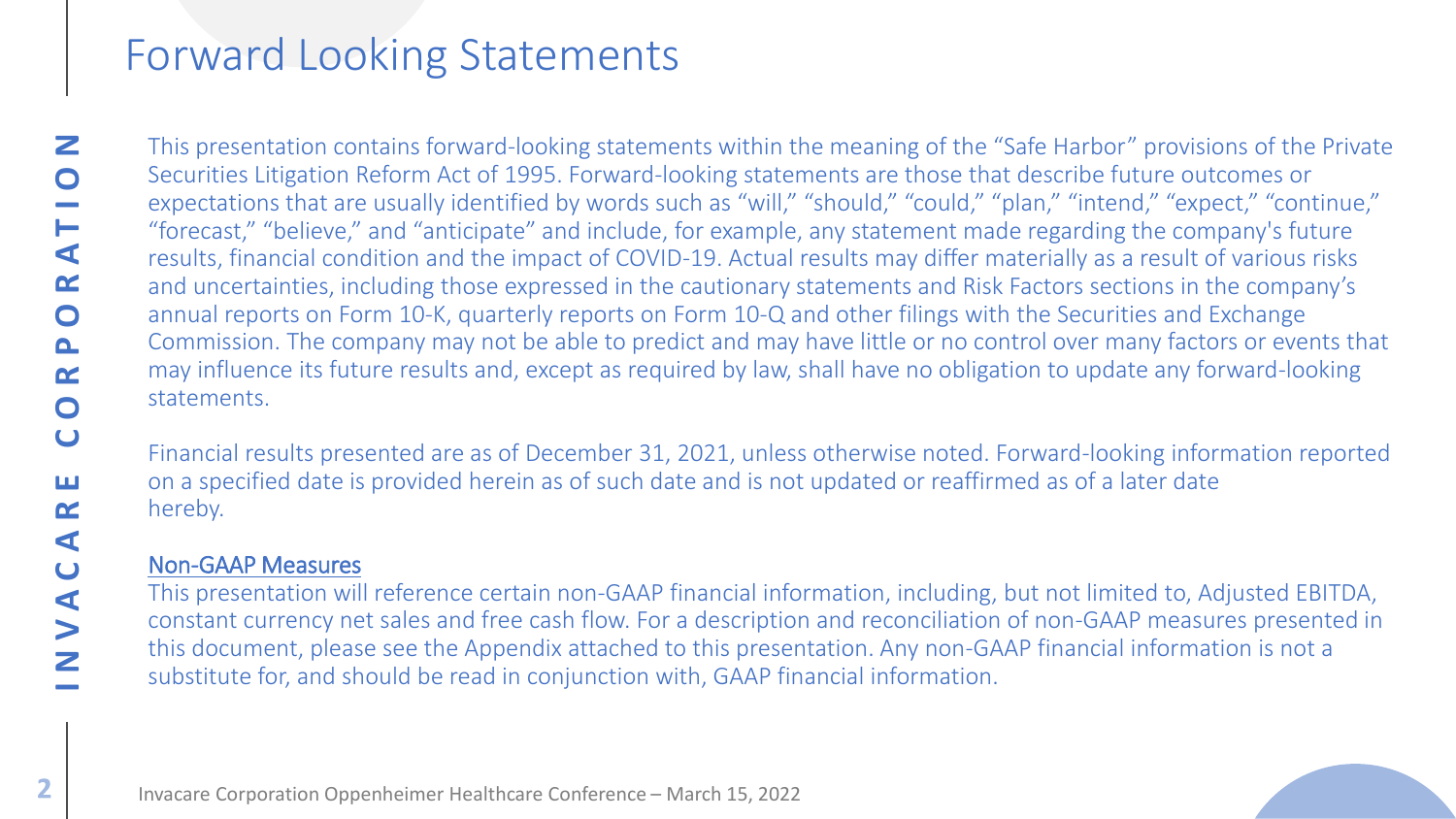# Forward Looking Statements

This presentation contains forward-looking statements within the meaning of the "Safe Harbor" provisions of the Private Securities Litigation Reform Act of 1995. Forward-looking statements are those that describe future outcomes or expectations that are usually identified by words such as "will," "should," "could," "plan," "intend," "expect," "continue," "forecast," "believe," and "anticipate" and include, for example, any statement made regarding the company's future results, financial condition and the impact of COVID-19. Actual results may differ materially as a result of various risks and uncertainties, including those expressed in the cautionary statements and Risk Factors sections in the company's annual reports on Form 10-K, quarterly reports on Form 10-Q and other filings with the Securities and Exchange Commission. The company may not be able to predict and may have little or no control over many factors or events that may influence its future results and, except as required by law, shall have no obligation to update any forward-looking statements.

Financial results presented are as of December 31, 2021, unless otherwise noted. Forward-looking information reported on a specified date is provided herein as of such date and is not updated or reaffirmed as of a later date hereby.

## Non-GAAP Measures

This presentation will reference certain non-GAAP financial information, including, but not limited to, Adjusted EBITDA, constant currency net sales and free cash flow. For a description and reconciliation of non-GAAP measures presented in this document, please see the Appendix attached to this presentation. Any non-GAAP financial information is not a substitute for, and should be read in conjunction with, GAAP financial information.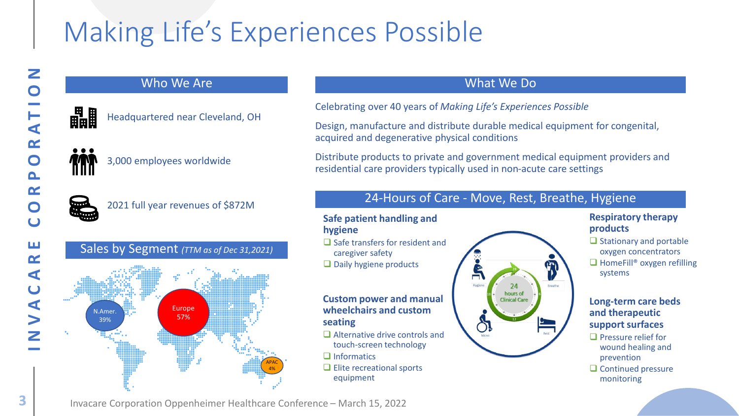# Making Life's Experiences Possible

## Who We Are

- Headquartered near Cleveland, OH
- 3,000 employees worldwide
- 2021 full year revenues of $872M

## Sales by Segment *(TTM as of Dec 31,2021)*

- N.Amer. 39%
- Europe 57%
- APAC 4%

## What We Do

Celebrating over 40 years of *Making Life's Experiences Possible*

Design, manufacture and distribute durable medical equipment for congenital, acquired and degenerative physical conditions

Distribute products to private and government medical equipment providers and residential care providers typically used in non-acute care settings

## 24-Hours of Care - Move, Rest, Breathe, Hygiene

**Safe patient handling and hygiene**

- Safe transfers for resident and caregiver safety
- Daily hygiene products

**Custom power and manual wheelchairs and custom seating**

- Alternative drive controls and touch-screen technology
- Informatics
- Elite recreational sports equipment

24 hours of Clinical Care (Hygiene, Breathe, Move, Rest)

**Respiratory therapy products**

- Stationary and portable oxygen concentrators
- HomeFill® oxygen refilling systems

**Long-term care beds and therapeutic support surfaces**

- Pressure relief for wound healing and prevention
- Continued pressure monitoring

Invacare Corporation Oppenheimer Healthcare Conference – March 15, 2022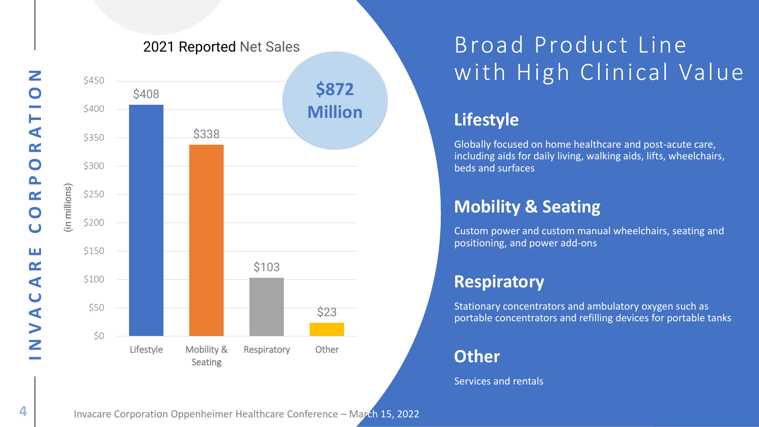# Broad Product Line with High Clinical Value

**2021 Reported Net Sales**

**$872 Million**

(in millions)

| Segment | Net Sales |
| --- | --- |
| Lifestyle | $408 |
| Mobility & Seating | $338 |
| Respiratory | $103 |
| Other | $23 |

## Lifestyle

Globally focused on home healthcare and post-acute care, including aids for daily living, walking aids, lifts, wheelchairs, beds and surfaces

## Mobility & Seating

Custom power and custom manual wheelchairs, seating and positioning, and power add-ons

## Respiratory

Stationary concentrators and ambulatory oxygen such as portable concentrators and refilling devices for portable tanks

## Other

Services and rentals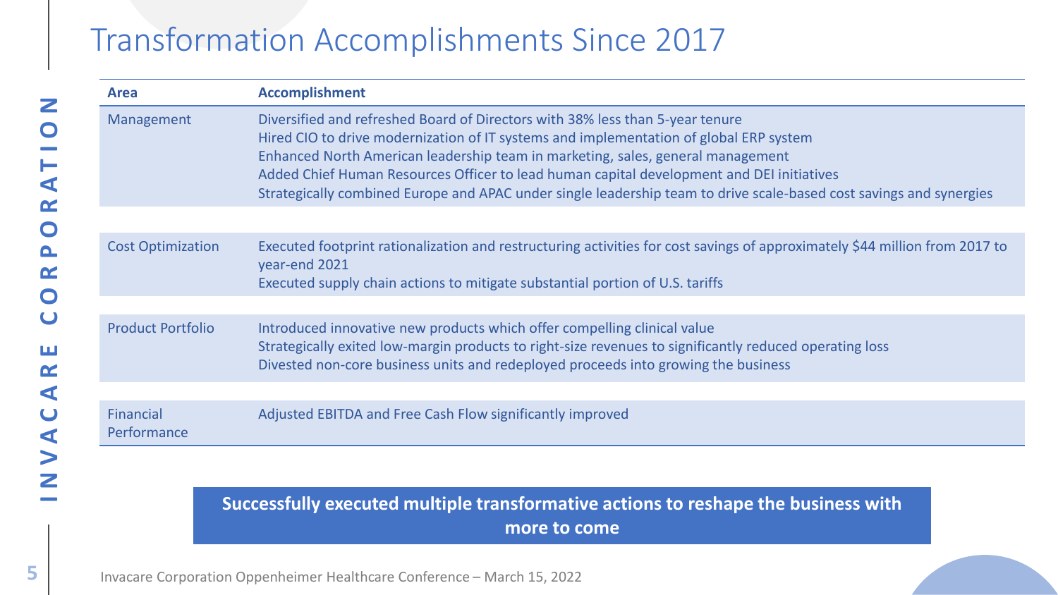# Transformation Accomplishments Since 2017

| Area | Accomplishment |
| --- | --- |
| Management | Diversified and refreshed Board of Directors with 38% less than 5-year tenure<br>Hired CIO to drive modernization of IT systems and implementation of global ERP system<br>Enhanced North American leadership team in marketing, sales, general management<br>Added Chief Human Resources Officer to lead human capital development and DEI initiatives<br>Strategically combined Europe and APAC under single leadership team to drive scale-based cost savings and synergies |
| Cost Optimization | Executed footprint rationalization and restructuring activities for cost savings of approximately $44 million from 2017 to year-end 2021<br>Executed supply chain actions to mitigate substantial portion of U.S. tariffs |
| Product Portfolio | Introduced innovative new products which offer compelling clinical value<br>Strategically exited low-margin products to right-size revenues to significantly reduced operating loss<br>Divested non-core business units and redeployed proceeds into growing the business |
| Financial Performance | Adjusted EBITDA and Free Cash Flow significantly improved |

**Successfully executed multiple transformative actions to reshape the business with more to come**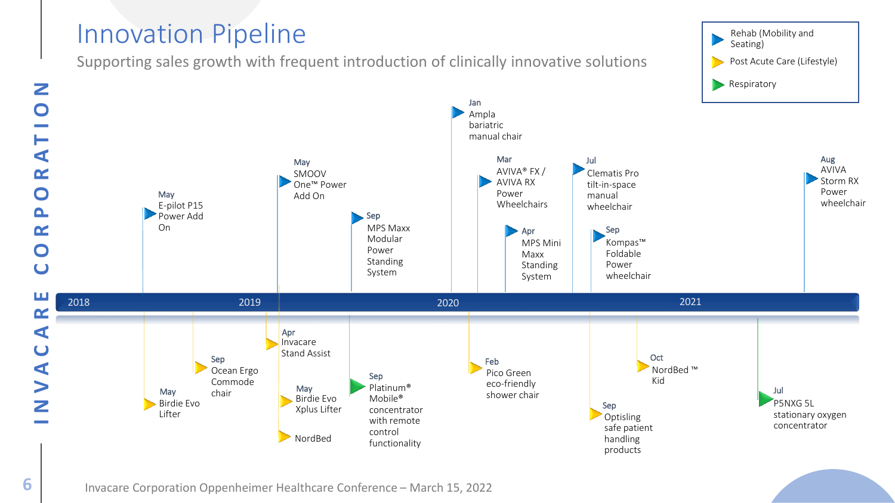# Innovation Pipeline

Supporting sales growth with frequent introduction of clinically innovative solutions

**Legend:**
- Rehab (Mobility and Seating)
- Post Acute Care (Lifestyle)
- Respiratory

**2018**

- May – E-pilot P15 Power Add On (Rehab)
- May – Birdie Evo Lifter (Post Acute Care)
- Sep – Ocean Ergo Commode chair (Post Acute Care)

**2019**

- Apr – Invacare Stand Assist (Post Acute Care)
- May – SMOOV One™ Power Add On (Rehab)
- May – Birdie Evo Xplus Lifter (Post Acute Care)
- NordBed (Post Acute Care)
- Sep – MPS Maxx Modular Power Standing System (Rehab)
- Sep – Platinum® Mobile® concentrator with remote control functionality (Respiratory)

**2020**

- Jan – Ampla bariatric manual chair (Rehab)
- Feb – Pico Green eco-friendly shower chair (Post Acute Care)
- Mar – AVIVA® FX / AVIVA RX Power Wheelchairs (Rehab)
- Apr – MPS Mini Maxx Standing System (Rehab)
- Jul – Clematis Pro tilt-in-space manual wheelchair (Rehab)
- Sep – Kompas™ Foldable Power wheelchair (Rehab)
- Sep – Optisling safe patient handling products (Post Acute Care)
- Oct – NordBed ™ Kid (Post Acute Care)

**2021**

- Jul – P5NXG 5L stationary oxygen concentrator (Respiratory)
- Aug – AVIVA Storm RX Power wheelchair (Rehab)

Invacare Corporation Oppenheimer Healthcare Conference – March 15, 2022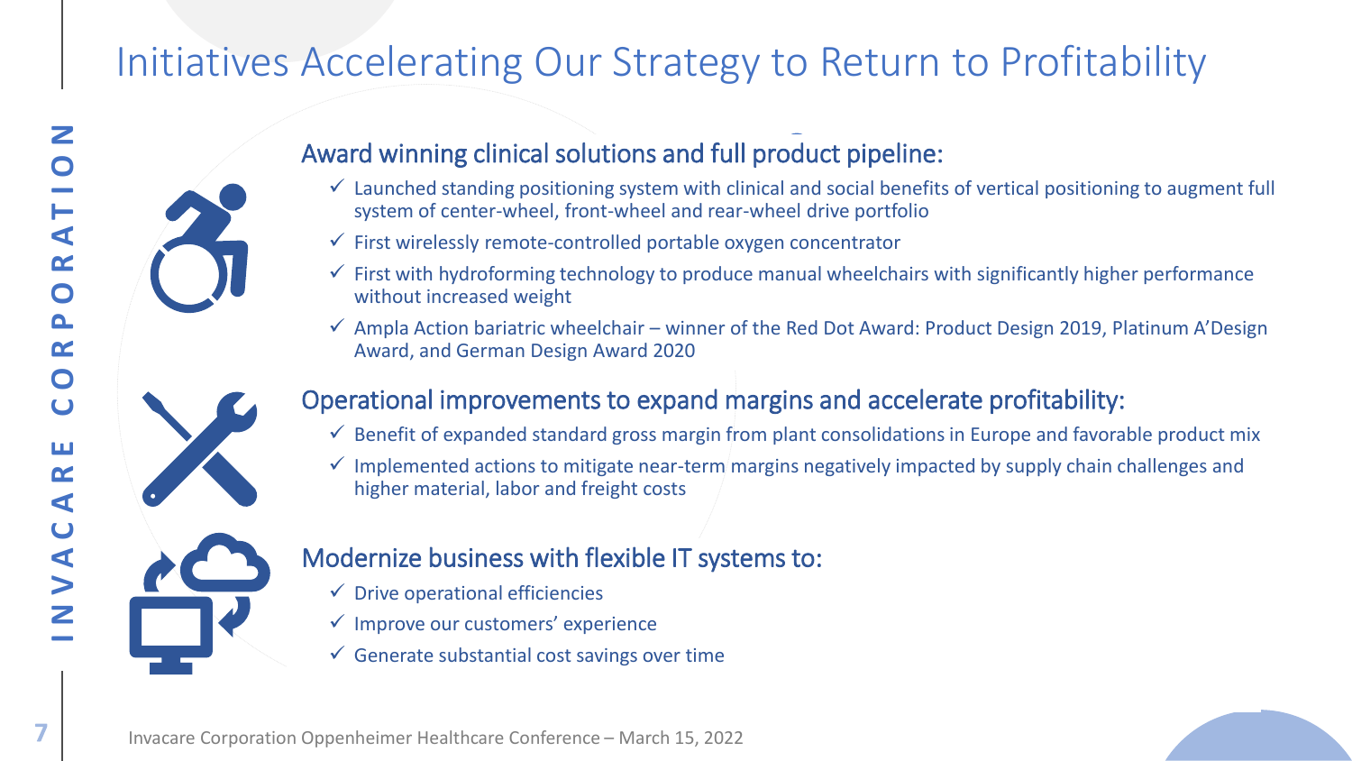# Initiatives Accelerating Our Strategy to Return to Profitability

## Award winning clinical solutions and full product pipeline:

- ✓ Launched standing positioning system with clinical and social benefits of vertical positioning to augment full system of center-wheel, front-wheel and rear-wheel drive portfolio
- ✓ First wirelessly remote-controlled portable oxygen concentrator
- ✓ First with hydroforming technology to produce manual wheelchairs with significantly higher performance without increased weight
- ✓ Ampla Action bariatric wheelchair – winner of the Red Dot Award: Product Design 2019, Platinum A'Design Award, and German Design Award 2020

## Operational improvements to expand margins and accelerate profitability:

- ✓ Benefit of expanded standard gross margin from plant consolidations in Europe and favorable product mix
- ✓ Implemented actions to mitigate near-term margins negatively impacted by supply chain challenges and higher material, labor and freight costs

## Modernize business with flexible IT systems to:

- ✓ Drive operational efficiencies
- ✓ Improve our customers' experience
- ✓ Generate substantial cost savings over time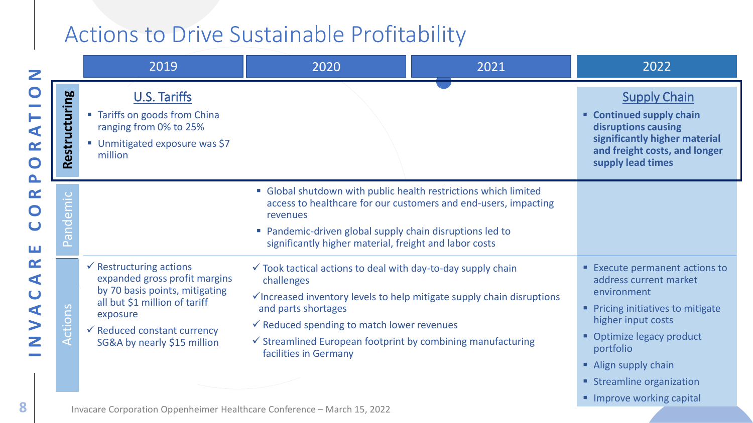# Actions to Drive Sustainable Profitability

| | 2019 | 2020 | 2021 | 2022 |
|---|---|---|---|---|
| **Restructuring** | **U.S. Tariffs**<br>▪ Tariffs on goods from China ranging from 0% to 25%<br>▪ Unmitigated exposure was $7 million | | | **Supply Chain**<br>▪ **Continued supply chain disruptions causing significantly higher material and freight costs, and longer supply lead times** |
| **Pandemic** | | ▪ Global shutdown with public health restrictions which limited access to healthcare for our customers and end-users, impacting revenues<br>▪ Pandemic-driven global supply chain disruptions led to significantly higher material, freight and labor costs | | |
| **Actions** | ✓ Restructuring actions expanded gross profit margins by 70 basis points, mitigating all but $1 million of tariff exposure<br>✓ Reduced constant currency SG&A by nearly $15 million | ✓ Took tactical actions to deal with day-to-day supply chain challenges<br>✓ Increased inventory levels to help mitigate supply chain disruptions and parts shortages<br>✓ Reduced spending to match lower revenues<br>✓ Streamlined European footprint by combining manufacturing facilities in Germany | | ▪ Execute permanent actions to address current market environment<br>▪ Pricing initiatives to mitigate higher input costs<br>▪ Optimize legacy product portfolio<br>▪ Align supply chain<br>▪ Streamline organization<br>▪ Improve working capital |

Invacare Corporation Oppenheimer Healthcare Conference – March 15, 2022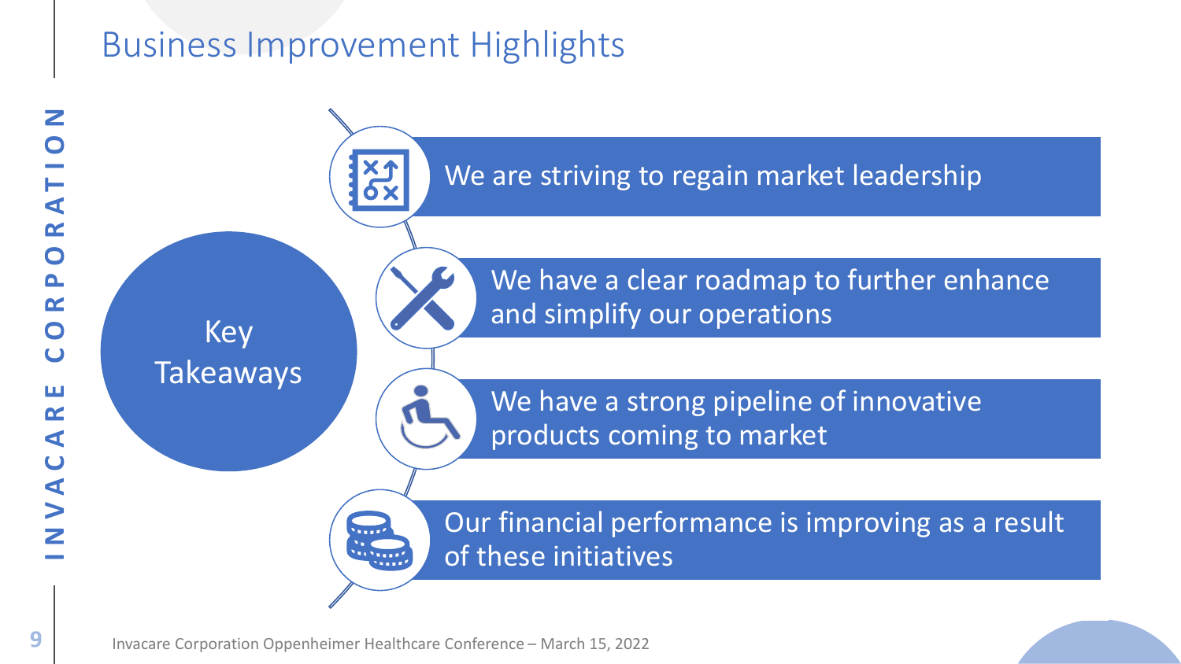# Business Improvement Highlights

**Key Takeaways**

- We are striving to regain market leadership
- We have a clear roadmap to further enhance and simplify our operations
- We have a strong pipeline of innovative products coming to market
- Our financial performance is improving as a result of these initiatives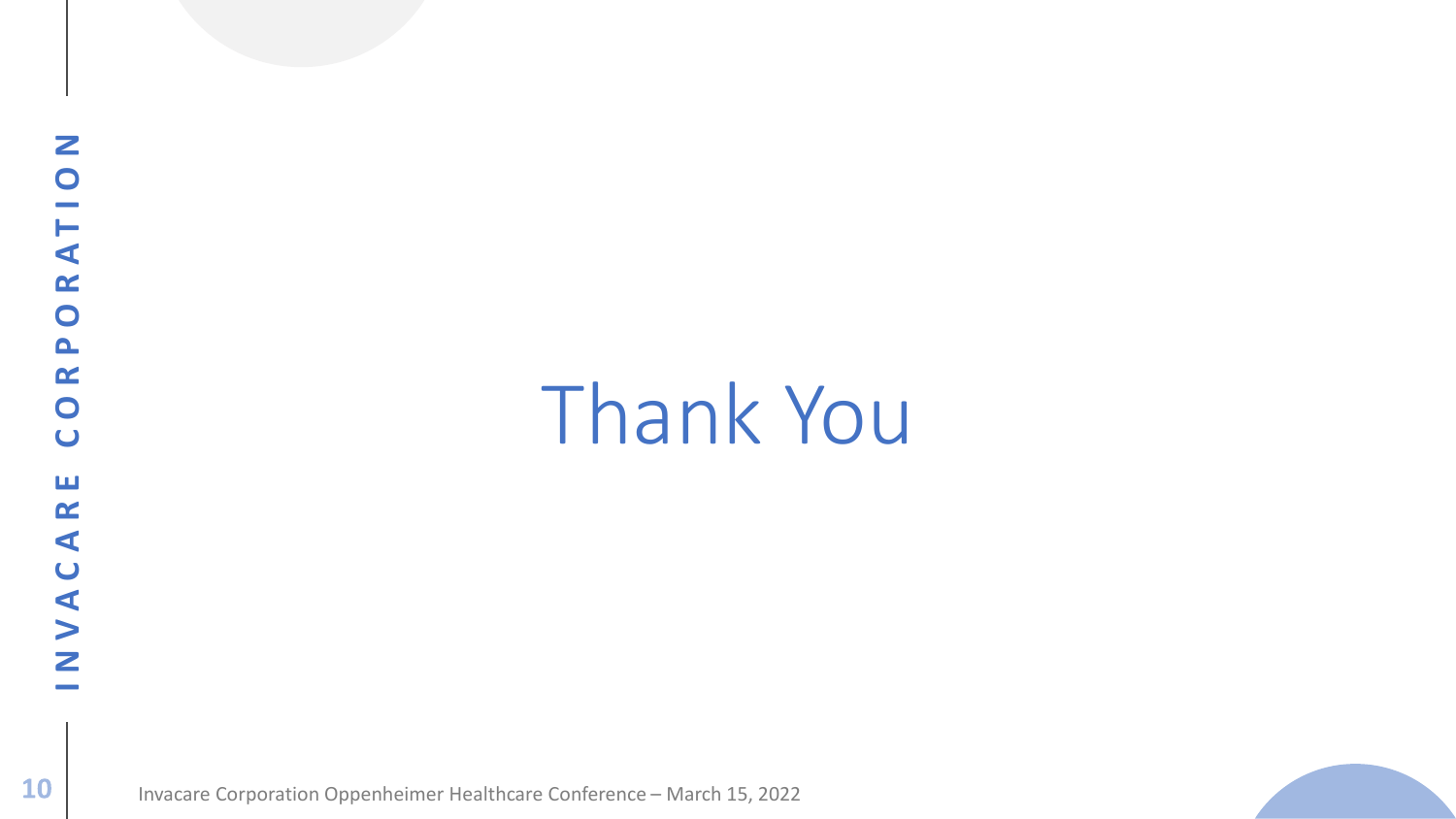# Thank You